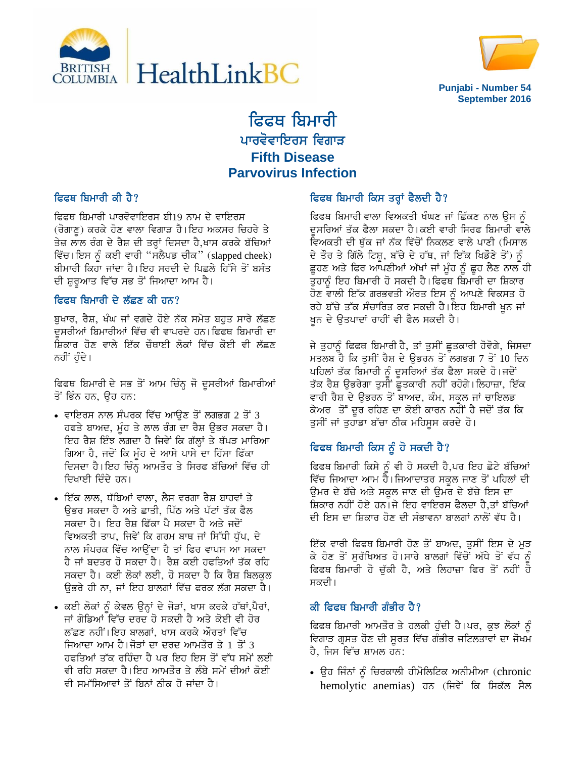Punjabi - Number 54
September 2016

# ਫਿਫਥ ਬਿਮਾਰੀ
## ਪਾਰਵੋਵਾਇਰਸ ਵਿਗਾੜ
## Fifth Disease
## Parvovirus Infection

### ਫਿਫਥ ਬਿਮਾਰੀ ਕੀ ਹੈ?

ਫਿਫਥ ਬਿਮਾਰੀ ਪਾਰਵੋਵਾਇਰਸ ਬੀ19 ਨਾਮ ਦੇ ਵਾਇਰਸ (ਰੋਗਾਣੂ) ਕਰਕੇ ਹੋਣ ਵਾਲਾ ਵਿਗਾੜ ਹੈ।ਇਹ ਅਕਸਰ ਚਿਹਰੇ ਤੇ ਤੇਜ਼ ਲਾਲ ਰੰਗ ਦੇ ਰੈਸ਼ ਦੀ ਤਰ੍ਹਾਂ ਦਿਸਦਾ ਹੈ,ਖਾਸ ਕਰਕੇ ਬੱਚਿਆਂ ਵਿੱਚ।ਇਸ ਨੂੰ ਕਈ ਵਾਰੀ "ਸਲੈਪਡ ਚੀਕ" (slapped cheek) ਬੀਮਾਰੀ ਕਿਹਾ ਜਾਂਦਾ ਹੈ।ਇਹ ਸਰਦੀ ਦੇ ਪਿਛਲੇ ਹਿੱਸੇ ਤੋਂ ਬਸੰਤ ਦੀ ਸ਼ੁਰੂਆਤ ਵਿੱਚ ਸਭ ਤੋਂ ਜ਼ਿਆਦਾ ਆਮ ਹੈ।

### ਫਿਫਥ ਬਿਮਾਰੀ ਦੇ ਲੱਛਣ ਕੀ ਹਨ?

ਬੁਖਾਰ, ਰੈਸ਼, ਖੰਘ ਜਾਂ ਵਗਦੇ ਹੋਏ ਨੱਕ ਸਮੇਤ ਬਹੁਤ ਸਾਰੇ ਲੱਛਣ ਦੂਸਰੀਆਂ ਬਿਮਾਰੀਆਂ ਵਿੱਚ ਵੀ ਵਾਪਰਦੇ ਹਨ।ਫਿਫਥ ਬਿਮਾਰੀ ਦਾ ਸ਼ਿਕਾਰ ਹੋਣ ਵਾਲੇ ਇੱਕ ਚੌਥਾਈ ਲੋਕਾਂ ਵਿੱਚ ਕੋਈ ਵੀ ਲੱਛਣ ਨਹੀਂ ਹੁੰਦੇ।

ਫਿਫਥ ਬਿਮਾਰੀ ਦੇ ਸਭ ਤੋਂ ਆਮ ਚਿੰਨ੍ਹ ਜੋ ਦੂਸਰੀਆਂ ਬਿਮਾਰੀਆਂ ਤੋਂ ਭਿੰਨ ਹਨ, ਉਹ ਹਨ:

- ਵਾਇਰਸ ਨਾਲ ਸੰਪਰਕ ਵਿੱਚ ਆਉਣ ਤੋਂ ਲਗਭਗ 2 ਤੋਂ 3 ਹਫਤੇ ਬਾਅਦ, ਮੂੰਹ ਤੇ ਲਾਲ ਰੰਗ ਦਾ ਰੈਸ਼ ਉਭਰ ਸਕਦਾ ਹੈ। ਇਹ ਰੈਸ਼ ਇੰਝ ਲਗਦਾ ਹੈ ਜਿਵੇਂ ਕਿ ਗੱਲ੍ਹਾਂ ਤੇ ਥੱਪੜ ਮਾਰਿਆ ਗਿਆ ਹੈ, ਜਦੋਂ ਕਿ ਮੂੰਹ ਦੇ ਆਸੇ ਪਾਸੇ ਦਾ ਹਿੱਸਾ ਫਿੱਕਾ ਦਿਸਦਾ ਹੈ।ਇਹ ਚਿੰਨ੍ਹ ਆਮਤੌਰ ਤੇ ਸਿਰਫ ਬੱਚਿਆਂ ਵਿੱਚ ਹੀ ਦਿਖਾਈ ਦਿੰਦੇ ਹਨ।
- ਇੱਕ ਲਾਲ, ਧੱਬਿਆਂ ਵਾਲਾ, ਲੈਸ ਵਰਗਾ ਰੈਸ਼ ਬਾਹਵਾਂ ਤੇ ਉਭਰ ਸਕਦਾ ਹੈ ਅਤੇ ਛਾਤੀ, ਪਿੱਠ ਅਤੇ ਪੱਟਾਂ ਤੱਕ ਫੈਲ ਸਕਦਾ ਹੈ। ਇਹ ਰੈਸ਼ ਫਿੱਕਾ ਪੈ ਸਕਦਾ ਹੈ ਅਤੇ ਜਦੋਂ ਵਿਅਕਤੀ ਤਾਪ, ਜਿਵੇਂ ਕਿ ਗਰਮ ਬਾਥ ਜਾਂ ਸਿੱਧੀ ਧੁੱਪ, ਦੇ ਨਾਲ ਸੰਪਰਕ ਵਿੱਚ ਆਉਂਦਾ ਹੈ ਤਾਂ ਫਿਰ ਵਾਪਸ ਆ ਸਕਦਾ ਹੈ ਜਾਂ ਬਦਤਰ ਹੋ ਸਕਦਾ ਹੈ। ਰੈਸ਼ ਕਈ ਹਫਤਿਆਂ ਤੱਕ ਰਹਿ ਸਕਦਾ ਹੈ। ਕਈ ਲੋਕਾਂ ਲਈ, ਹੋ ਸਕਦਾ ਹੈ ਕਿ ਰੈਸ਼ ਬਿਲਕੁਲ ਉਭਰੇ ਹੀ ਨਾ, ਜਾਂ ਇਹ ਬਾਲਗਾਂ ਵਿੱਚ ਫਰਕ ਲੱਗ ਸਕਦਾ ਹੈ।
- ਕਈ ਲੋਕਾਂ ਨੂੰ ਕੇਵਲ ਉਨ੍ਹਾਂ ਦੇ ਜੋੜਾਂ, ਖਾਸ ਕਰਕੇ ਹੱਥਾਂ,ਪੈਰਾਂ, ਜਾਂ ਗੋਡਿਆਂ ਵਿੱਚ ਦਰਦ ਹੋ ਸਕਦੀ ਹੈ ਅਤੇ ਕੋਈ ਵੀ ਹੋਰ ਲੱਛਣ ਨਹੀਂ।ਇਹ ਬਾਲਗਾਂ, ਖਾਸ ਕਰਕੇ ਔਰਤਾਂ ਵਿੱਚ ਜ਼ਿਆਦਾ ਆਮ ਹੈ।ਜੋੜਾਂ ਦਾ ਦਰਦ ਆਮਤੌਰ ਤੇ 1 ਤੋਂ 3 ਹਫਤਿਆਂ ਤੱਕ ਰਹਿੰਦਾ ਹੈ ਪਰ ਇਹ ਇਸ ਤੋਂ ਵੱਧ ਸਮੇਂ ਲਈ ਵੀ ਰਹਿ ਸਕਦਾ ਹੈ।ਇਹ ਆਮਤੌਰ ਤੇ ਲੰਬੇ ਸਮੇਂ ਦੀਆਂ ਕੋਈ ਵੀ ਸਮੱਸਿਆਵਾਂ ਤੋਂ ਬਿਨਾਂ ਠੀਕ ਹੋ ਜਾਂਦਾ ਹੈ।

### ਫਿਫਥ ਬਿਮਾਰੀ ਕਿਸ ਤਰ੍ਹਾਂ ਫੈਲਦੀ ਹੈ?

ਫਿਫਥ ਬਿਮਾਰੀ ਵਾਲਾ ਵਿਅਕਤੀ ਖੰਘਣ ਜਾਂ ਛਿੱਕਣ ਨਾਲ ਉਸ ਨੂੰ ਦੂਸਰਿਆਂ ਤੱਕ ਫੈਲਾ ਸਕਦਾ ਹੈ।ਕਈ ਵਾਰੀ ਸਿਰਫ ਬਿਮਾਰੀ ਵਾਲੇ ਵਿਅਕਤੀ ਦੀ ਥੁੱਕ ਜਾਂ ਨੱਕ ਵਿੱਚੋਂ ਨਿਕਲਣ ਵਾਲੇ ਪਾਣੀ (ਮਿਸਾਲ ਦੇ ਤੌਰ ਤੇ ਗਿੱਲੇ ਟਿਸ਼ੂ, ਬੱਚੇ ਦੇ ਹੱਥ, ਜਾਂ ਇੱਕ ਖਿਡੌਣੇ ਤੋਂ) ਨੂੰ ਛੂਹਣ ਅਤੇ ਫਿਰ ਆਪਣੀਆਂ ਅੱਖਾਂ ਜਾਂ ਮੂੰਹ ਨੂੰ ਛੂਹ ਲੈਣ ਨਾਲ ਹੀ ਤੁਹਾਨੂੰ ਇਹ ਬਿਮਾਰੀ ਹੋ ਸਕਦੀ ਹੈ।ਫਿਫਥ ਬਿਮਾਰੀ ਦਾ ਸ਼ਿਕਾਰ ਹੋਣ ਵਾਲੀ ਇੱਕ ਗਰਭਵਤੀ ਔਰਤ ਇਸ ਨੂੰ ਆਪਣੇ ਵਿਕਸਤ ਹੋ ਰਹੇ ਬੱਚੇ ਤੱਕ ਸੰਚਾਰਿਤ ਕਰ ਸਕਦੀ ਹੈ।ਇਹ ਬਿਮਾਰੀ ਖੂਨ ਜਾਂ ਖੂਨ ਦੇ ਉਤਪਾਦਾਂ ਰਾਹੀਂ ਵੀ ਫੈਲ ਸਕਦੀ ਹੈ।

ਜੇ ਤੁਹਾਨੂੰ ਫਿਫਥ ਬਿਮਾਰੀ ਹੈ, ਤਾਂ ਤੁਸੀਂ ਛੂਤਕਾਰੀ ਹੋਵੋਗੇ, ਜਿਸਦਾ ਮਤਲਬ ਹੈ ਕਿ ਤੁਸੀਂ ਰੈਸ਼ ਦੇ ਉਭਰਨ ਤੋਂ ਲਗਭਗ 7 ਤੋਂ 10 ਦਿਨ ਪਹਿਲਾਂ ਤੱਕ ਬਿਮਾਰੀ ਨੂੰ ਦੂਸਰਿਆਂ ਤੱਕ ਫੈਲਾ ਸਕਦੇ ਹੋ।ਜਦੋਂ ਤੱਕ ਰੈਸ਼ ਉਭਰੇਗਾ ਤੁਸੀਂ ਛੂਤਕਾਰੀ ਨਹੀਂ ਰਹੋਗੇ।ਲਿਹਾਜ਼ਾ, ਇੱਕ ਵਾਰੀ ਰੈਸ਼ ਦੇ ਉਭਰਨ ਤੋਂ ਬਾਅਦ, ਕੰਮ, ਸਕੂਲ ਜਾਂ ਚਾਇਲਡ ਕੇਅਰ ਤੋਂ ਦੂਰ ਰਹਿਣ ਦਾ ਕੋਈ ਕਾਰਨ ਨਹੀਂ ਹੈ ਜਦੋਂ ਤੱਕ ਕਿ ਤੁਸੀਂ ਜਾਂ ਤੁਹਾਡਾ ਬੱਚਾ ਠੀਕ ਮਹਿਸੂਸ ਕਰਦੇ ਹੋ।

### ਫਿਫਥ ਬਿਮਾਰੀ ਕਿਸ ਨੂੰ ਹੋ ਸਕਦੀ ਹੈ?

ਫਿਫਥ ਬਿਮਾਰੀ ਕਿਸੇ ਨੂੰ ਵੀ ਹੋ ਸਕਦੀ ਹੈ,ਪਰ ਇਹ ਛੋਟੇ ਬੱਚਿਆਂ ਵਿੱਚ ਜ਼ਿਆਦਾ ਆਮ ਹੈ।ਜ਼ਿਆਦਾਤਰ ਸਕੂਲ ਜਾਣ ਤੋਂ ਪਹਿਲਾਂ ਦੀ ਉਮਰ ਦੇ ਬੱਚੇ ਅਤੇ ਸਕੂਲ ਜਾਣ ਦੀ ਉਮਰ ਦੇ ਬੱਚੇ ਇਸ ਦਾ ਸ਼ਿਕਾਰ ਨਹੀਂ ਹੋਏ ਹਨ।ਜੇ ਇਹ ਵਾਇਰਸ ਫੈਲਦਾ ਹੈ,ਤਾਂ ਬੱਚਿਆਂ ਦੀ ਇਸ ਦਾ ਸ਼ਿਕਾਰ ਹੋਣ ਦੀ ਸੰਭਾਵਨਾ ਬਾਲਗਾਂ ਨਾਲੋਂ ਵੱਧ ਹੈ।

ਇੱਕ ਵਾਰੀ ਫਿਫਥ ਬਿਮਾਰੀ ਹੋਣ ਤੋਂ ਬਾਅਦ, ਤੁਸੀਂ ਇਸ ਦੇ ਮੁੜ ਕੇ ਹੋਣ ਤੋਂ ਸੁਰੱਖਿਅਤ ਹੋ।ਸਾਰੇ ਬਾਲਗਾਂ ਵਿੱਚੋਂ ਅੱਧੇ ਤੋਂ ਵੱਧ ਨੂੰ ਫਿਫਥ ਬਿਮਾਰੀ ਹੋ ਚੁੱਕੀ ਹੈ, ਅਤੇ ਲਿਹਾਜ਼ਾ ਫਿਰ ਤੋਂ ਨਹੀਂ ਹੋ ਸਕਦੀ।

### ਕੀ ਫਿਫਥ ਬਿਮਾਰੀ ਗੰਭੀਰ ਹੈ?

ਫਿਫਥ ਬਿਮਾਰੀ ਆਮਤੌਰ ਤੇ ਹਲਕੀ ਹੁੰਦੀ ਹੈ।ਪਰ, ਕੁਝ ਲੋਕਾਂ ਨੂੰ ਵਿਗਾੜ ਗ੍ਰਸਤ ਹੋਣ ਦੀ ਸੂਰਤ ਵਿੱਚ ਗੰਭੀਰ ਜਟਿਲਤਾਵਾਂ ਦਾ ਜੋਖਮ ਹੈ, ਜਿਸ ਵਿੱਚ ਸ਼ਾਮਲ ਹਨ:

- ਉਹ ਜਿੰਨਾਂ ਨੂੰ ਚਿਰਕਾਲੀ ਹੀਮੋਲਿਟਿਕ ਅਨੀਮੀਆ (chronic hemolytic anemias) ਹਨ (ਜਿਵੇਂ ਕਿ ਸਿਕੱਲ ਸੈਲ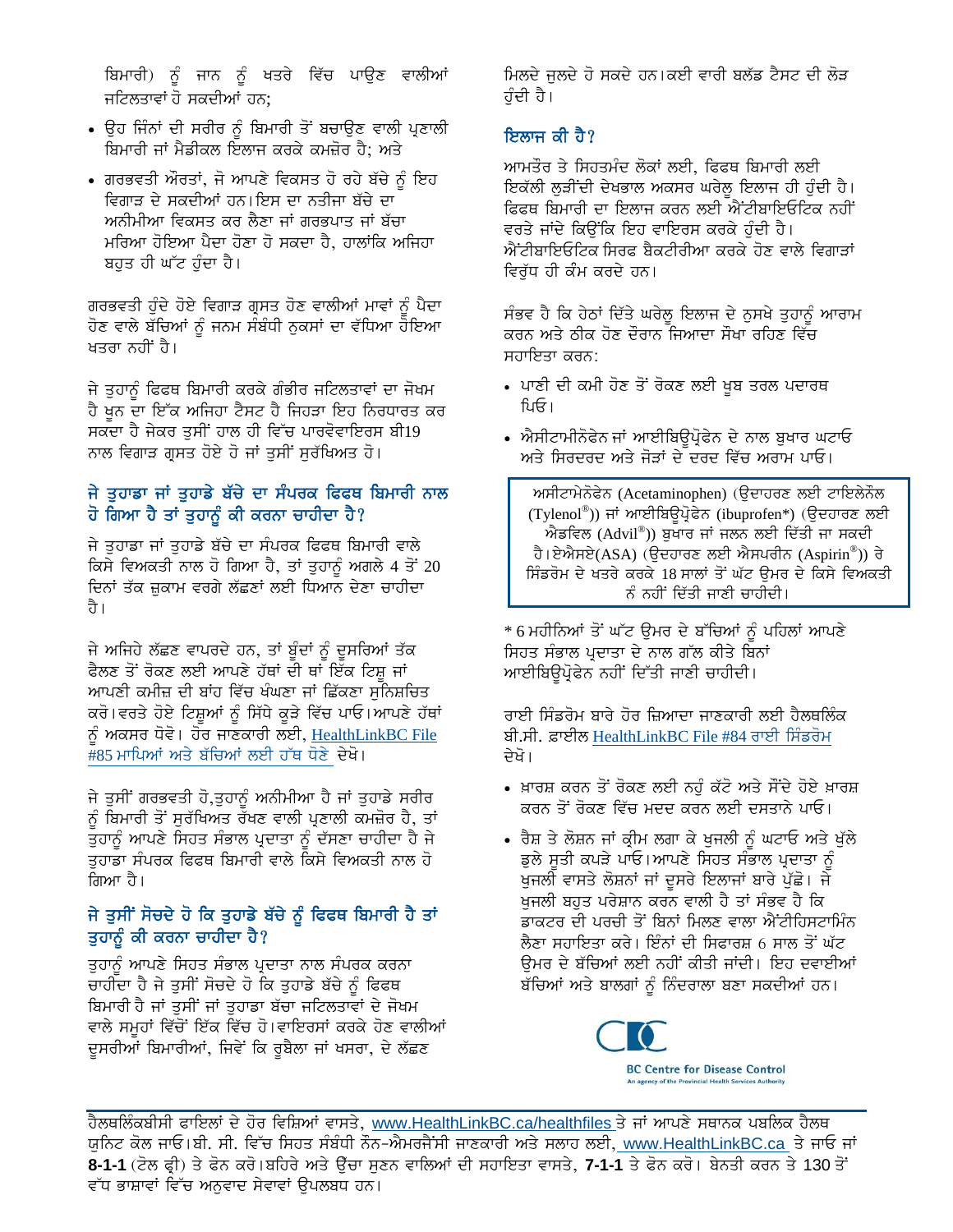ਬਿਮਾਰੀ) ਨੂੰ ਜਾਨ ਨੂੰ ਖਤਰੇ ਵਿੱਚ ਪਾਉਣ ਵਾਲੀਆਂ ਜਟਿਲਤਾਵਾਂ ਹੋ ਸਕਦੀਆਂ ਹਨ;

- ਉਹ ਜਿੰਨਾਂ ਦੀ ਸਰੀਰ ਨੂੰ ਬਿਮਾਰੀ ਤੋਂ ਬਚਾਉਣ ਵਾਲੀ ਪ੍ਰਣਾਲੀ ਬਿਮਾਰੀ ਜਾਂ ਮੈਡੀਕਲ ਇਲਾਜ ਕਰਕੇ ਕਮਜ਼ੋਰ ਹੈ; ਅਤੇ
- ਗਰਭਵਤੀ ਔਰਤਾਂ, ਜੋ ਆਪਣੇ ਵਿਕਸਤ ਹੋ ਰਹੇ ਬੱਚੇ ਨੂੰ ਇਹ ਵਿਗਾੜ ਦੇ ਸਕਦੀਆਂ ਹਨ। ਇਸ ਦਾ ਨਤੀਜਾ ਬੱਚੇ ਦਾ ਅਨੀਮੀਆ ਵਿਕਸਤ ਕਰ ਲੈਣਾ ਜਾਂ ਗਰਭਪਾਤ ਜਾਂ ਬੱਚਾ ਮਰਿਆ ਹੋਇਆ ਪੈਦਾ ਹੋਣਾ ਹੋ ਸਕਦਾ ਹੈ, ਹਾਲਾਂਕਿ ਅਜਿਹਾ ਬਹੁਤ ਹੀ ਘੱਟ ਹੁੰਦਾ ਹੈ।

ਗਰਭਵਤੀ ਹੁੰਦੇ ਹੋਏ ਵਿਗਾੜ ਗ੍ਰਸਤ ਹੋਣ ਵਾਲੀਆਂ ਮਾਵਾਂ ਨੂੰ ਪੈਦਾ ਹੋਣ ਵਾਲੇ ਬੱਚਿਆਂ ਨੂੰ ਜਨਮ ਸੰਬੰਧੀ ਨੁਕਸਾਂ ਦਾ ਵੱਧਿਆ ਹੋਇਆ ਖਤਰਾ ਨਹੀਂ ਹੈ।

ਜੇ ਤੁਹਾਨੂੰ ਫਿਫਥ ਬਿਮਾਰੀ ਕਰਕੇ ਗੰਭੀਰ ਜਟਿਲਤਾਵਾਂ ਦਾ ਜੋਖਮ ਹੈ ਖੂਨ ਦਾ ਇੱਕ ਅਜਿਹਾ ਟੈਸਟ ਹੈ ਜਿਹੜਾ ਇਹ ਨਿਰਧਾਰਤ ਕਰ ਸਕਦਾ ਹੈ ਜੇਕਰ ਤੁਸੀਂ ਹਾਲ ਹੀ ਵਿੱਚ ਪਾਰਵੋਵਾਇਰਸ ਬੀ19 ਨਾਲ ਵਿਗਾੜ ਗ੍ਰਸਤ ਹੋਏ ਹੋ ਜਾਂ ਤੁਸੀਂ ਸੁਰੱਖਿਅਤ ਹੋ।

## ਜੇ ਤੁਹਾਡਾ ਜਾਂ ਤੁਹਾਡੇ ਬੱਚੇ ਦਾ ਸੰਪਰਕ ਫਿਫਥ ਬਿਮਾਰੀ ਨਾਲ ਹੋ ਗਿਆ ਹੈ ਤਾਂ ਤੁਹਾਨੂੰ ਕੀ ਕਰਨਾ ਚਾਹੀਦਾ ਹੈ?

ਜੇ ਤੁਹਾਡਾ ਜਾਂ ਤੁਹਾਡੇ ਬੱਚੇ ਦਾ ਸੰਪਰਕ ਫਿਫਥ ਬਿਮਾਰੀ ਵਾਲੇ ਕਿਸੇ ਵਿਅਕਤੀ ਨਾਲ ਹੋ ਗਿਆ ਹੈ, ਤਾਂ ਤੁਹਾਨੂੰ ਅਗਲੇ 4 ਤੋਂ 20 ਦਿਨਾਂ ਤੱਕ ਜ਼ੁਕਾਮ ਵਰਗੇ ਲੱਛਣਾਂ ਲਈ ਧਿਆਨ ਦੇਣਾ ਚਾਹੀਦਾ ਹੈ।

ਜੇ ਅਜਿਹੇ ਲੱਛਣ ਵਾਪਰਦੇ ਹਨ, ਤਾਂ ਬੂੰਦਾਂ ਨੂੰ ਦੂਸਰਿਆਂ ਤੱਕ ਫੈਲਣ ਤੋਂ ਰੋਕਣ ਲਈ ਆਪਣੇ ਹੱਥਾਂ ਦੀ ਥਾਂ ਇੱਕ ਟਿਸ਼ੂ ਜਾਂ ਆਪਣੀ ਕਮੀਜ਼ ਦੀ ਬਾਂਹ ਵਿੱਚ ਖੰਘਣਾ ਜਾਂ ਛਿੱਕਣਾ ਸੁਨਿਸ਼ਚਿਤ ਕਰੋ। ਵਰਤੇ ਹੋਏ ਟਿਸ਼ੂਆਂ ਨੂੰ ਸਿੱਧੇ ਕੂੜੇ ਵਿੱਚ ਪਾਓ। ਆਪਣੇ ਹੱਥਾਂ ਨੂੰ ਅਕਸਰ ਧੋਵੋ। ਹੋਰ ਜਾਣਕਾਰੀ ਲਈ, HealthLinkBC File #85 ਮਾਪਿਆਂ ਅਤੇ ਬੱਚਿਆਂ ਲਈ ਹੱਥ ਧੋਣੇ ਦੇਖੋ।

ਜੇ ਤੁਸੀਂ ਗਰਭਵਤੀ ਹੋ, ਤੁਹਾਨੂੰ ਅਨੀਮੀਆ ਹੈ ਜਾਂ ਤੁਹਾਡੇ ਸਰੀਰ ਨੂੰ ਬਿਮਾਰੀ ਤੋਂ ਸੁਰੱਖਿਅਤ ਰੱਖਣ ਵਾਲੀ ਪ੍ਰਣਾਲੀ ਕਮਜ਼ੋਰ ਹੈ, ਤਾਂ ਤੁਹਾਨੂੰ ਆਪਣੇ ਸਿਹਤ ਸੰਭਾਲ ਪ੍ਰਦਾਤਾ ਨੂੰ ਦੱਸਣਾ ਚਾਹੀਦਾ ਹੈ ਜੇ ਤੁਹਾਡਾ ਸੰਪਰਕ ਫਿਫਥ ਬਿਮਾਰੀ ਵਾਲੇ ਕਿਸੇ ਵਿਅਕਤੀ ਨਾਲ ਹੋ ਗਿਆ ਹੈ।

## ਜੇ ਤੁਸੀਂ ਸੋਚਦੇ ਹੋ ਕਿ ਤੁਹਾਡੇ ਬੱਚੇ ਨੂੰ ਫਿਫਥ ਬਿਮਾਰੀ ਹੈ ਤਾਂ ਤੁਹਾਨੂੰ ਕੀ ਕਰਨਾ ਚਾਹੀਦਾ ਹੈ?

ਤੁਹਾਨੂੰ ਆਪਣੇ ਸਿਹਤ ਸੰਭਾਲ ਪ੍ਰਦਾਤਾ ਨਾਲ ਸੰਪਰਕ ਕਰਨਾ ਚਾਹੀਦਾ ਹੈ ਜੇ ਤੁਸੀਂ ਸੋਚਦੇ ਹੋ ਕਿ ਤੁਹਾਡੇ ਬੱਚੇ ਨੂੰ ਫਿਫਥ ਬਿਮਾਰੀ ਹੈ ਜਾਂ ਤੁਸੀਂ ਜਾਂ ਤੁਹਾਡਾ ਬੱਚਾ ਜਟਿਲਤਾਵਾਂ ਦੇ ਜੋਖਮ ਵਾਲੇ ਸਮੂਹਾਂ ਵਿੱਚੋਂ ਇੱਕ ਵਿੱਚ ਹੋ। ਵਾਇਰਸਾਂ ਕਰਕੇ ਹੋਣ ਵਾਲੀਆਂ ਦੂਸਰੀਆਂ ਬਿਮਾਰੀਆਂ, ਜਿਵੇਂ ਕਿ ਰੂਬੈਲਾ ਜਾਂ ਖਸਰਾ, ਦੇ ਲੱਛਣ ਮਿਲਦੇ ਜੁਲਦੇ ਹੋ ਸਕਦੇ ਹਨ। ਕਈ ਵਾਰੀ ਬਲੱਡ ਟੈਸਟ ਦੀ ਲੋੜ ਹੁੰਦੀ ਹੈ।

## ਇਲਾਜ ਕੀ ਹੈ?

ਆਮਤੌਰ ਤੇ ਸਿਹਤਮੰਦ ਲੋਕਾਂ ਲਈ, ਫਿਫਥ ਬਿਮਾਰੀ ਲਈ ਇਕੱਲੀ ਲੁੜੀਂਦੀ ਦੇਖਭਾਲ ਅਕਸਰ ਘਰੇਲੂ ਇਲਾਜ ਹੀ ਹੁੰਦੀ ਹੈ। ਫਿਫਥ ਬਿਮਾਰੀ ਦਾ ਇਲਾਜ ਕਰਨ ਲਈ ਐਂਟੀਬਾਇਓਟਿਕ ਨਹੀਂ ਵਰਤੇ ਜਾਂਦੇ ਕਿਉਂਕਿ ਇਹ ਵਾਇਰਸ ਕਰਕੇ ਹੁੰਦੀ ਹੈ। ਐਂਟੀਬਾਇਓਟਿਕ ਸਿਰਫ ਬੈਕਟੀਰੀਆ ਕਰਕੇ ਹੋਣ ਵਾਲੇ ਵਿਗਾੜਾਂ ਵਿਰੁੱਧ ਹੀ ਕੰਮ ਕਰਦੇ ਹਨ।

ਸੰਭਵ ਹੈ ਕਿ ਹੇਠਾਂ ਦਿੱਤੇ ਘਰੇਲੂ ਇਲਾਜ ਦੇ ਨੁਸਖੇ ਤੁਹਾਨੂੰ ਆਰਾਮ ਕਰਨ ਅਤੇ ਠੀਕ ਹੋਣ ਦੌਰਾਨ ਜਿਆਦਾ ਸੌਖਾ ਰਹਿਣ ਵਿੱਚ ਸਹਾਇਤਾ ਕਰਨ:

- ਪਾਣੀ ਦੀ ਕਮੀ ਹੋਣ ਤੋਂ ਰੋਕਣ ਲਈ ਖੂਬ ਤਰਲ ਪਦਾਰਥ ਪਿਓ।
- ਐਸੀਟਾਮੀਨੋਫੇਨ ਜਾਂ ਆਈਬਿਊਪ੍ਰੋਫੇਨ ਦੇ ਨਾਲ ਬੁਖਾਰ ਘਟਾਓ ਅਤੇ ਸਿਰਦਰਦ ਅਤੇ ਜੋੜਾਂ ਦੇ ਦਰਦ ਵਿੱਚ ਅਰਾਮ ਪਾਓ।

> ਅਸੀਟਾਮੇਨੋਫੇਨ (Acetaminophen) (ਉਦਾਹਰਣ ਲਈ ਟਾਇਲੇਨੋਲ (Tylenol®)) ਜਾਂ ਆਈਬਿਊਪ੍ਰੋਫੇਨ (ibuprofen*) (ਉਦਾਹਰਣ ਲਈ ਐਡਵਿਲ (Advil®)) ਬੁਖਾਰ ਜਾਂ ਜਲਨ ਲਈ ਦਿੱਤੀ ਜਾ ਸਕਦੀ ਹੈ। ਏਐਸਏ(ASA) (ਉਦਹਾਰਣ ਲਈ ਐਸਪਰੀਨ (Aspirin®)) ਰੇ ਸਿੰਡਰੋਮ ਦੇ ਖਤਰੇ ਕਰਕੇ 18 ਸਾਲਾਂ ਤੋਂ ਘੱਟ ਉਮਰ ਦੇ ਕਿਸੇ ਵਿਅਕਤੀ ਨੂੰ ਨਹੀਂ ਦਿੱਤੀ ਜਾਣੀ ਚਾਹੀਦੀ।

* 6 ਮਹੀਨਿਆਂ ਤੋਂ ਘੱਟ ਉਮਰ ਦੇ ਬੱਚਿਆਂ ਨੂੰ ਪਹਿਲਾਂ ਆਪਣੇ ਸਿਹਤ ਸੰਭਾਲ ਪ੍ਰਦਾਤਾ ਦੇ ਨਾਲ ਗੱਲ ਕੀਤੇ ਬਿਨਾਂ ਆਈਬਿਊਪ੍ਰੋਫੇਨ ਨਹੀਂ ਦਿੱਤੀ ਜਾਣੀ ਚਾਹੀਦੀ।

ਰਾਈ ਸਿੰਡਰੋਮ ਬਾਰੇ ਹੋਰ ਜ਼ਿਆਦਾ ਜਾਣਕਾਰੀ ਲਈ ਹੈਲਥਲਿੰਕ ਬੀ.ਸੀ. ਫ਼ਾਈਲ HealthLinkBC File #84 ਰਾਈ ਸਿੰਡਰੋਮ ਦੇਖੋ।

- ਖ਼ਾਰਸ਼ ਕਰਨ ਤੋਂ ਰੋਕਣ ਲਈ ਨਹੁੰ ਕੱਟੋ ਅਤੇ ਸੌਂਦੇ ਹੋਏ ਖ਼ਾਰਸ਼ ਕਰਨ ਤੋਂ ਰੋਕਣ ਵਿੱਚ ਮਦਦ ਕਰਨ ਲਈ ਦਸਤਾਨੇ ਪਾਓ।
- ਰੈਸ਼ ਤੇ ਲੋਸ਼ਨ ਜਾਂ ਕ੍ਰੀਮ ਲਗਾ ਕੇ ਖੁਜਲੀ ਨੂੰ ਘਟਾਓ ਅਤੇ ਖੁੱਲੇ ਡੁਲੇ ਸੂਤੀ ਕਪੜੇ ਪਾਓ। ਆਪਣੇ ਸਿਹਤ ਸੰਭਾਲ ਪ੍ਰਦਾਤਾ ਨੂੰ ਖੁਜਲੀ ਵਾਸਤੇ ਲੋਸ਼ਨਾਂ ਜਾਂ ਦੂਸਰੇ ਇਲਾਜਾਂ ਬਾਰੇ ਪੁੱਛੋ। ਜੇ ਖੁਜਲੀ ਬਹੁਤ ਪਰੇਸ਼ਾਨ ਕਰਨ ਵਾਲੀ ਹੈ ਤਾਂ ਸੰਭਵ ਹੈ ਕਿ ਡਾਕਟਰ ਦੀ ਪਰਚੀ ਤੋਂ ਬਿਨਾਂ ਮਿਲਣ ਵਾਲਾ ਐਂਟੀਹਿਸਟਾਮਿੰਨ ਲੈਣਾ ਸਹਾਇਤਾ ਕਰੇ। ਇੰਨਾਂ ਦੀ ਸਿਫਾਰਸ਼ 6 ਸਾਲ ਤੋਂ ਘੱਟ ਉਮਰ ਦੇ ਬੱਚਿਆਂ ਲਈ ਨਹੀਂ ਕੀਤੀ ਜਾਂਦੀ। ਇਹ ਦਵਾਈਆਂ ਬੱਚਿਆਂ ਅਤੇ ਬਾਲਗਾਂ ਨੂੰ ਨਿੰਦਰਾਲਾ ਬਣਾ ਸਕਦੀਆਂ ਹਨ।

BC Centre for Disease Control
An agency of the Provincial Health Services Authority

ਹੈਲਥਲਿੰਕਬੀਸੀ ਫਾਇਲਾਂ ਦੇ ਹੋਰ ਵਿਸ਼ਿਆਂ ਵਾਸਤੇ, www.HealthLinkBC.ca/healthfiles ਤੇ ਜਾਂ ਆਪਣੇ ਸਥਾਨਕ ਪਬਲਿਕ ਹੈਲਥ ਯੂਨਿਟ ਕੋਲ ਜਾਓ। ਬੀ. ਸੀ. ਵਿੱਚ ਸਿਹਤ ਸੰਬੰਧੀ ਨੌਨ-ਐਮਰਜੈਂਸੀ ਜਾਣਕਾਰੀ ਅਤੇ ਸਲਾਹ ਲਈ, www.HealthLinkBC.ca ਤੇ ਜਾਓ ਜਾਂ **8-1-1** (ਟੋਲ ਫ੍ਰੀ) ਤੇ ਫੋਨ ਕਰੋ। ਬਹਿਰੇ ਅਤੇ ਉੱਚਾ ਸੁਣਨ ਵਾਲਿਆਂ ਦੀ ਸਹਾਇਤਾ ਵਾਸਤੇ, **7-1-1** ਤੇ ਫੋਨ ਕਰੋ। ਬੇਨਤੀ ਕਰਨ ਤੇ 130 ਤੋਂ ਵੱਧ ਭਾਸ਼ਾਵਾਂ ਵਿੱਚ ਅਨੁਵਾਦ ਸੇਵਾਵਾਂ ਉਪਲਬਧ ਹਨ।